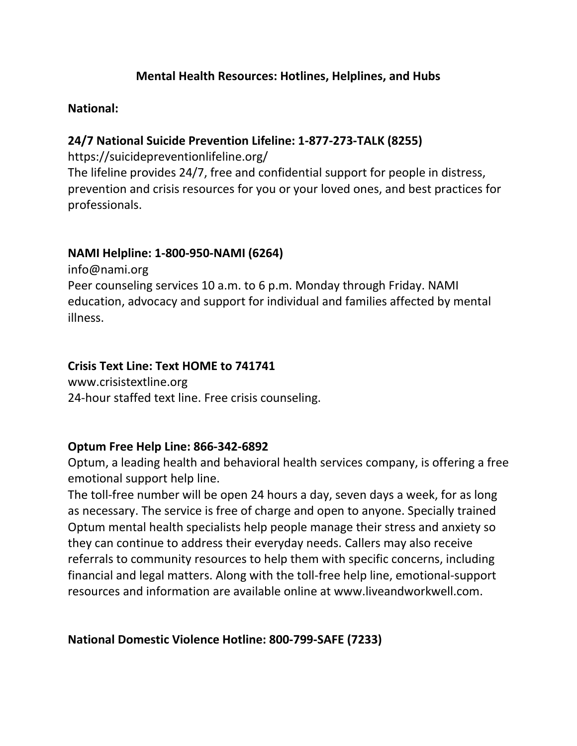# Mental Health Resources: Hotlines, Helplines, and Hubs

## National:

### 24/7 National Suicide Prevention Lifeline: 1-877-273-TALK (8255)

https://suicidepreventionlifeline.org/

The lifeline provides 24/7, free and confidential support for people in distress, prevention and crisis resources for you or your loved ones, and best practices for professionals.

### NAMI Helpline: 1-800-950-NAMI (6264)

info@nami.org

Peer counseling services 10 a.m. to 6 p.m. Monday through Friday. NAMI education, advocacy and support for individual and families affected by mental illness.

### Crisis Text Line: Text HOME to 741741

www.crisistextline.org

24-hour staffed text line. Free crisis counseling.

### Optum Free Help Line: 866-342-6892

Optum, a leading health and behavioral health services company, is offering a free emotional support help line.

The toll-free number will be open 24 hours a day, seven days a week, for as long as necessary. The service is free of charge and open to anyone. Specially trained Optum mental health specialists help people manage their stress and anxiety so they can continue to address their everyday needs. Callers may also receive referrals to community resources to help them with specific concerns, including financial and legal matters. Along with the toll-free help line, emotional-support resources and information are available online at www.liveandworkwell.com.

### National Domestic Violence Hotline: 800-799-SAFE (7233)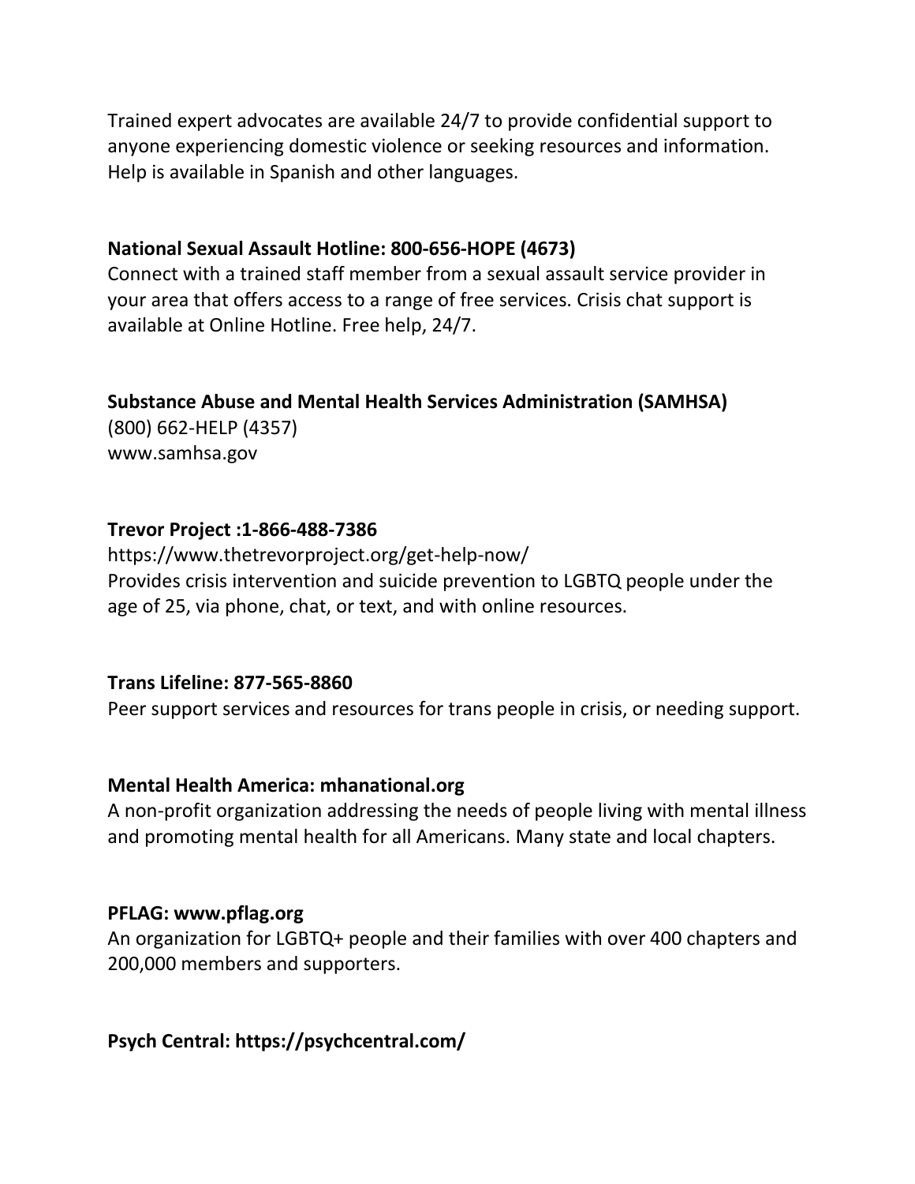Trained expert advocates are available 24/7 to provide confidential support to anyone experiencing domestic violence or seeking resources and information. Help is available in Spanish and other languages.

**National Sexual Assault Hotline: 800-656-HOPE (4673)**
Connect with a trained staff member from a sexual assault service provider in your area that offers access to a range of free services. Crisis chat support is available at Online Hotline. Free help, 24/7.

**Substance Abuse and Mental Health Services Administration (SAMHSA)**
(800) 662-HELP (4357)
www.samhsa.gov

**Trevor Project :1-866-488-7386**
https://www.thetrevorproject.org/get-help-now/
Provides crisis intervention and suicide prevention to LGBTQ people under the age of 25, via phone, chat, or text, and with online resources.

**Trans Lifeline: 877-565-8860**
Peer support services and resources for trans people in crisis, or needing support.

**Mental Health America: mhanational.org**
A non-profit organization addressing the needs of people living with mental illness and promoting mental health for all Americans. Many state and local chapters.

**PFLAG: www.pflag.org**
An organization for LGBTQ+ people and their families with over 400 chapters and 200,000 members and supporters.

**Psych Central: https://psychcentral.com/**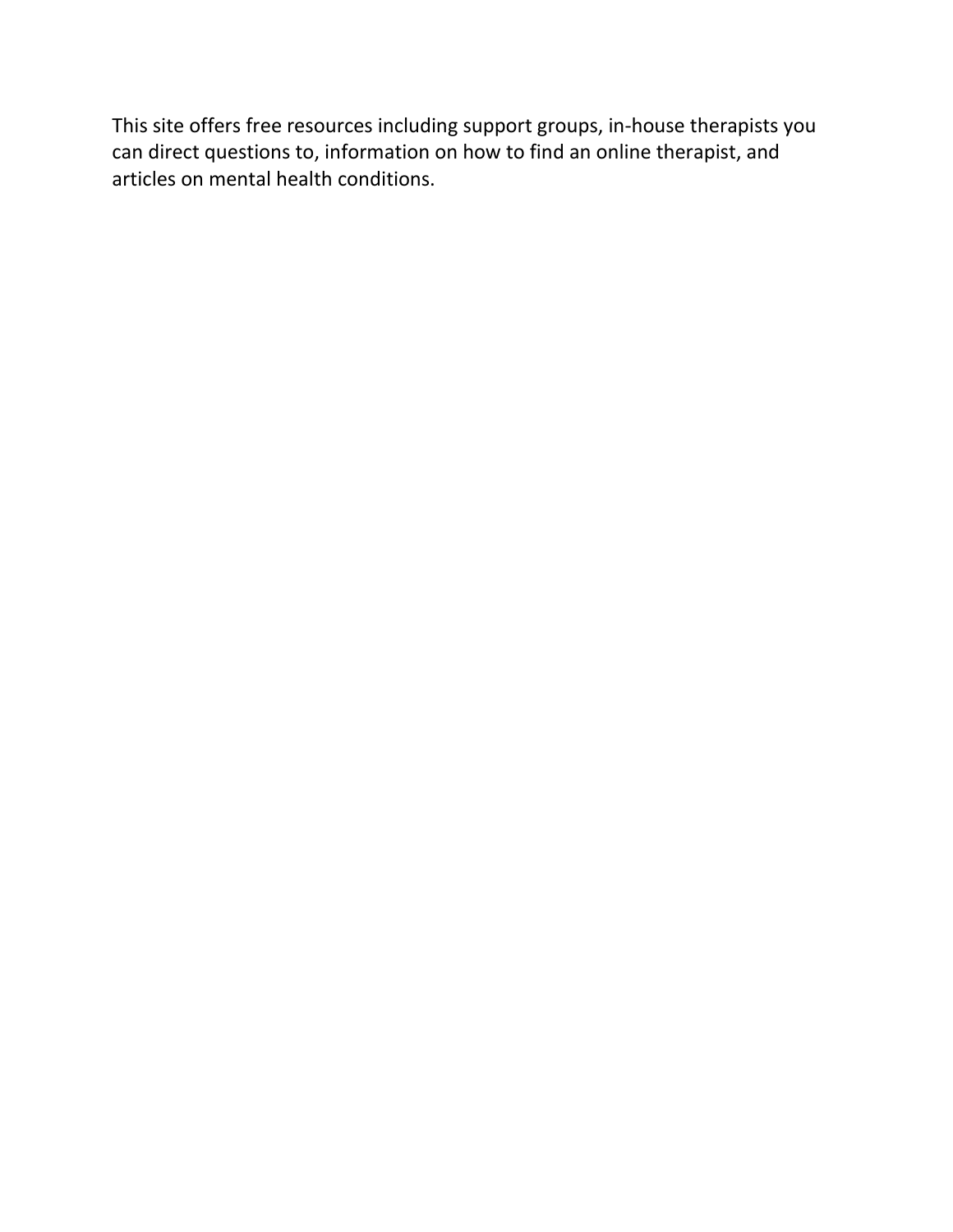This site offers free resources including support groups, in-house therapists you can direct questions to, information on how to find an online therapist, and articles on mental health conditions.